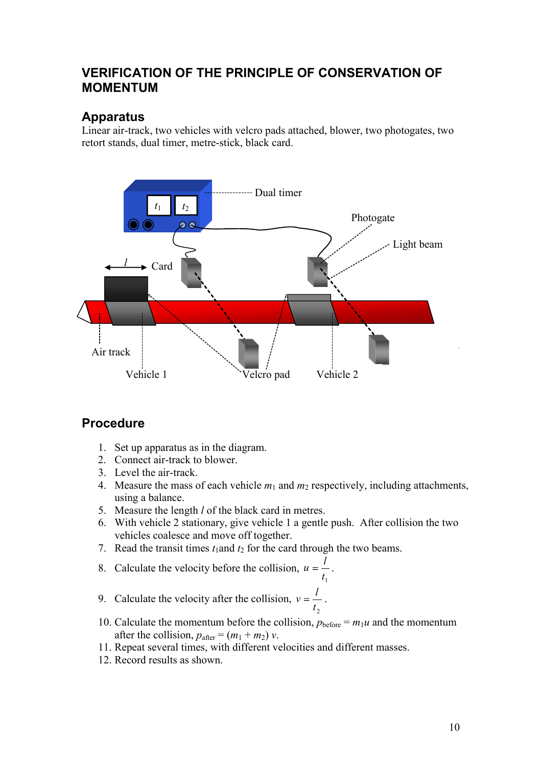## VERIFICATION OF THE PRINCIPLE OF CONSERVATION OF MOMENTUM

### Apparatus

Linear air-track, two vehicles with velcro pads attached, blower, two photogates, two retort stands, dual timer, metre-stick, black card.

### Procedure

1. Set up apparatus as in the diagram.
2. Connect air-track to blower.
3. Level the air-track.
4. Measure the mass of each vehicle $m_1$ and $m_2$ respectively, including attachments, using a balance.
5. Measure the length $l$ of the black card in metres.
6. With vehicle 2 stationary, give vehicle 1 a gentle push. After collision the two vehicles coalesce and move off together.
7. Read the transit times $t_1$ and $t_2$ for the card through the two beams.
8. Calculate the velocity before the collision, $u = \dfrac{l}{t_1}$.
9. Calculate the velocity after the collision, $v = \dfrac{l}{t_2}$.
10. Calculate the momentum before the collision, $p_{\text{before}} = m_1 u$ and the momentum after the collision, $p_{\text{after}} = (m_1 + m_2)\, v$.
11. Repeat several times, with different velocities and different masses.
12. Record results as shown.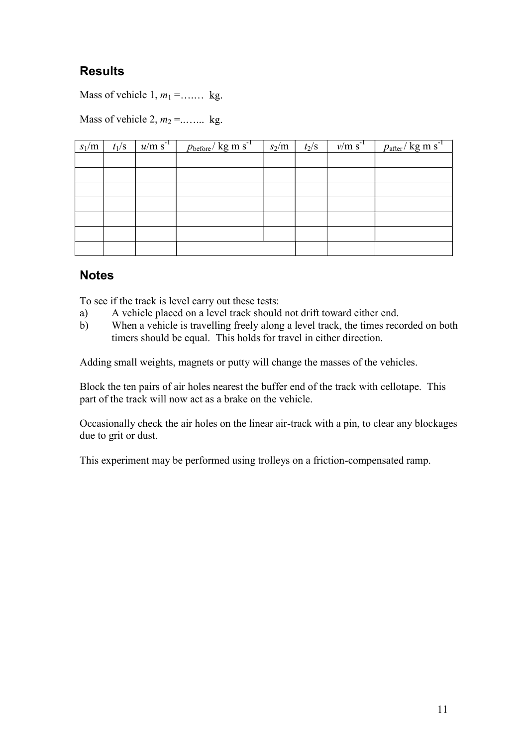## Results

Mass of vehicle 1, $m_1$ =……  kg.

Mass of vehicle 2, $m_2$ =..…...  kg.

| $s_1$/m | $t_1$/s | $u$/m s$^{-1}$ | $p_{\text{before}}$ / kg m s$^{-1}$ | $s_2$/m | $t_2$/s | $v$/m s$^{-1}$ | $p_{\text{after}}$ / kg m s$^{-1}$ |
|---|---|---|---|---|---|---|---|
| | | | | | | | |
| | | | | | | | |
| | | | | | | | |
| | | | | | | | |
| | | | | | | | |
| | | | | | | | |
| | | | | | | | |

## Notes

To see if the track is level carry out these tests:

a) A vehicle placed on a level track should not drift toward either end.

b) When a vehicle is travelling freely along a level track, the times recorded on both timers should be equal. This holds for travel in either direction.

Adding small weights, magnets or putty will change the masses of the vehicles.

Block the ten pairs of air holes nearest the buffer end of the track with cellotape. This part of the track will now act as a brake on the vehicle.

Occasionally check the air holes on the linear air-track with a pin, to clear any blockages due to grit or dust.

This experiment may be performed using trolleys on a friction-compensated ramp.